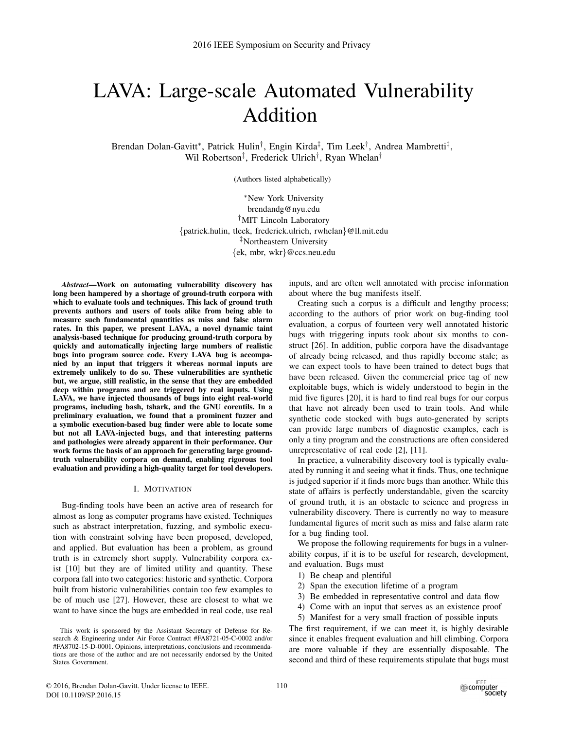# LAVA: Large-scale Automated Vulnerability Addition

Brendan Dolan-Gavitt*, Patrick Hulin†, Engin Kirda‡, Tim Leek†, Andrea Mambretti‡, Wil Robertson‡, Frederick Ulrich†, Ryan Whelan†

(Authors listed alphabetically)

*New York University
brendandg@nyu.edu
†MIT Lincoln Laboratory
{patrick.hulin, tleek, frederick.ulrich, rwhelan}@ll.mit.edu
‡Northeastern University
{ek, mbr, wkr}@ccs.neu.edu

***Abstract*—Work on automating vulnerability discovery has long been hampered by a shortage of ground-truth corpora with which to evaluate tools and techniques. This lack of ground truth prevents authors and users of tools alike from being able to measure such fundamental quantities as miss and false alarm rates. In this paper, we present LAVA, a novel dynamic taint analysis-based technique for producing ground-truth corpora by quickly and automatically injecting large numbers of realistic bugs into program source code. Every LAVA bug is accompanied by an input that triggers it whereas normal inputs are extremely unlikely to do so. These vulnerabilities are synthetic but, we argue, still realistic, in the sense that they are embedded deep within programs and are triggered by real inputs. Using LAVA, we have injected thousands of bugs into eight real-world programs, including bash, tshark, and the GNU coreutils. In a preliminary evaluation, we found that a prominent fuzzer and a symbolic execution-based bug finder were able to locate some but not all LAVA-injected bugs, and that interesting patterns and pathologies were already apparent in their performance. Our work forms the basis of an approach for generating large ground-truth vulnerability corpora on demand, enabling rigorous tool evaluation and providing a high-quality target for tool developers.**

## I. Motivation

Bug-finding tools have been an active area of research for almost as long as computer programs have existed. Techniques such as abstract interpretation, fuzzing, and symbolic execution with constraint solving have been proposed, developed, and applied. But evaluation has been a problem, as ground truth is in extremely short supply. Vulnerability corpora exist [10] but they are of limited utility and quantity. These corpora fall into two categories: historic and synthetic. Corpora built from historic vulnerabilities contain too few examples to be of much use [27]. However, these are closest to what we want to have since the bugs are embedded in real code, use real inputs, and are often well annotated with precise information about where the bug manifests itself.

Creating such a corpus is a difficult and lengthy process; according to the authors of prior work on bug-finding tool evaluation, a corpus of fourteen very well annotated historic bugs with triggering inputs took about six months to construct [26]. In addition, public corpora have the disadvantage of already being released, and thus rapidly become stale; as we can expect tools to have been trained to detect bugs that have been released. Given the commercial price tag of new exploitable bugs, which is widely understood to begin in the mid five figures [20], it is hard to find real bugs for our corpus that have not already been used to train tools. And while synthetic code stocked with bugs auto-generated by scripts can provide large numbers of diagnostic examples, each is only a tiny program and the constructions are often considered unrepresentative of real code [2], [11].

In practice, a vulnerability discovery tool is typically evaluated by running it and seeing what it finds. Thus, one technique is judged superior if it finds more bugs than another. While this state of affairs is perfectly understandable, given the scarcity of ground truth, it is an obstacle to science and progress in vulnerability discovery. There is currently no way to measure fundamental figures of merit such as miss and false alarm rate for a bug finding tool.

We propose the following requirements for bugs in a vulnerability corpus, if it is to be useful for research, development, and evaluation. Bugs must

1) Be cheap and plentiful
2) Span the execution lifetime of a program
3) Be embedded in representative control and data flow
4) Come with an input that serves as an existence proof
5) Manifest for a very small fraction of possible inputs

The first requirement, if we can meet it, is highly desirable since it enables frequent evaluation and hill climbing. Corpora are more valuable if they are essentially disposable. The second and third of these requirements stipulate that bugs must

This work is sponsored by the Assistant Secretary of Defense for Research & Engineering under Air Force Contract #FA8721-05-C-0002 and/or #FA8702-15-D-0001. Opinions, interpretations, conclusions and recommendations are those of the author and are not necessarily endorsed by the United States Government.

© 2016, Brendan Dolan-Gavitt. Under license to IEEE.
DOI 10.1109/SP.2016.15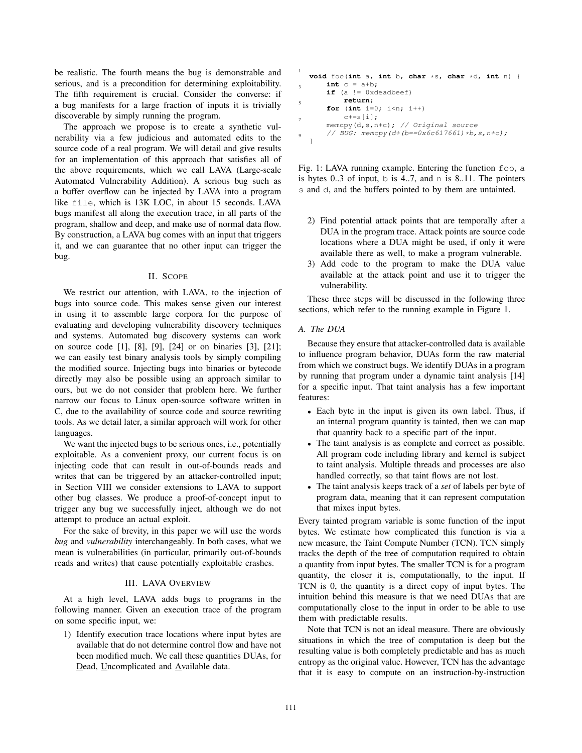be realistic. The fourth means the bug is demonstrable and serious, and is a precondition for determining exploitability. The fifth requirement is crucial. Consider the converse: if a bug manifests for a large fraction of inputs it is trivially discoverable by simply running the program.

The approach we propose is to create a synthetic vulnerability via a few judicious and automated edits to the source code of a real program. We will detail and give results for an implementation of this approach that satisfies all of the above requirements, which we call LAVA (Large-scale Automated Vulnerability Addition). A serious bug such as a buffer overflow can be injected by LAVA into a program like `file`, which is 13K LOC, in about 15 seconds. LAVA bugs manifest all along the execution trace, in all parts of the program, shallow and deep, and make use of normal data flow. By construction, a LAVA bug comes with an input that triggers it, and we can guarantee that no other input can trigger the bug.

## II. Scope

We restrict our attention, with LAVA, to the injection of bugs into source code. This makes sense given our interest in using it to assemble large corpora for the purpose of evaluating and developing vulnerability discovery techniques and systems. Automated bug discovery systems can work on source code [1], [8], [9], [24] or on binaries [3], [21]; we can easily test binary analysis tools by simply compiling the modified source. Injecting bugs into binaries or bytecode directly may also be possible using an approach similar to ours, but we do not consider that problem here. We further narrow our focus to Linux open-source software written in C, due to the availability of source code and source rewriting tools. As we detail later, a similar approach will work for other languages.

We want the injected bugs to be serious ones, i.e., potentially exploitable. As a convenient proxy, our current focus is on injecting code that can result in out-of-bounds reads and writes that can be triggered by an attacker-controlled input; in Section VIII we consider extensions to LAVA to support other bug classes. We produce a proof-of-concept input to trigger any bug we successfully inject, although we do not attempt to produce an actual exploit.

For the sake of brevity, in this paper we will use the words *bug* and *vulnerability* interchangeably. In both cases, what we mean is vulnerabilities (in particular, primarily out-of-bounds reads and writes) that cause potentially exploitable crashes.

## III. LAVA Overview

At a high level, LAVA adds bugs to programs in the following manner. Given an execution trace of the program on some specific input, we:

1) Identify execution trace locations where input bytes are available that do not determine control flow and have not been modified much. We call these quantities DUAs, for Dead, Uncomplicated and Available data.
2) Find potential attack points that are temporally after a DUA in the program trace. Attack points are source code locations where a DUA might be used, if only it were available there as well, to make a program vulnerable.
3) Add code to the program to make the DUA value available at the attack point and use it to trigger the vulnerability.

```c
void foo(int a, int b, char *s, char *d, int n) {
    int c = a+b;
    if (a != 0xdeadbeef)
        return;
    for (int i=0; i<n; i++)
        c+=s[i];
    memcpy(d,s,n+c); // Original source
    // BUG: memcpy(d+(b==0x6c617661)*b,s,n+c);
}
```

Fig. 1: LAVA running example. Entering the function `foo`, `a` is bytes 0..3 of input, `b` is 4..7, and `n` is 8..11. The pointers `s` and `d`, and the buffers pointed to by them are untainted.

These three steps will be discussed in the following three sections, which refer to the running example in Figure 1.

### A. The DUA

Because they ensure that attacker-controlled data is available to influence program behavior, DUAs form the raw material from which we construct bugs. We identify DUAs in a program by running that program under a dynamic taint analysis [14] for a specific input. That taint analysis has a few important features:

- Each byte in the input is given its own label. Thus, if an internal program quantity is tainted, then we can map that quantity back to a specific part of the input.
- The taint analysis is as complete and correct as possible. All program code including library and kernel is subject to taint analysis. Multiple threads and processes are also handled correctly, so that taint flows are not lost.
- The taint analysis keeps track of a *set* of labels per byte of program data, meaning that it can represent computation that mixes input bytes.

Every tainted program variable is some function of the input bytes. We estimate how complicated this function is via a new measure, the Taint Compute Number (TCN). TCN simply tracks the depth of the tree of computation required to obtain a quantity from input bytes. The smaller TCN is for a program quantity, the closer it is, computationally, to the input. If TCN is 0, the quantity is a direct copy of input bytes. The intuition behind this measure is that we need DUAs that are computationally close to the input in order to be able to use them with predictable results.

Note that TCN is not an ideal measure. There are obviously situations in which the tree of computation is deep but the resulting value is both completely predictable and has as much entropy as the original value. However, TCN has the advantage that it is easy to compute on an instruction-by-instruction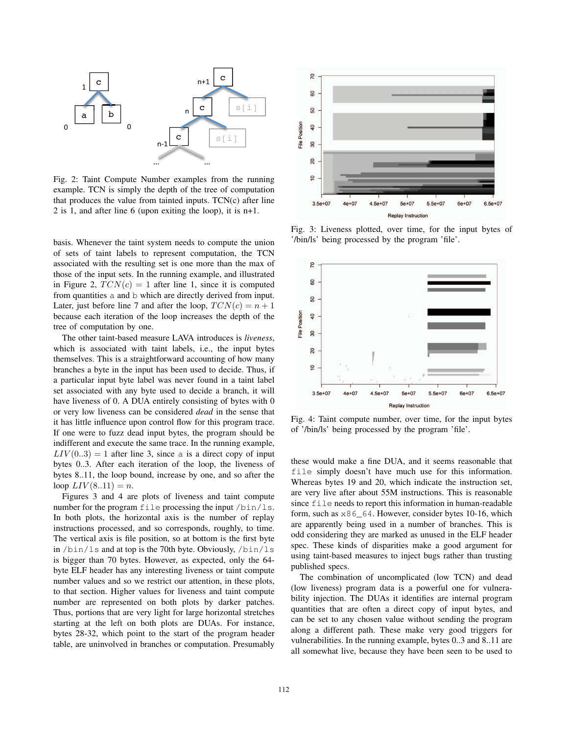Fig. 2: Taint Compute Number examples from the running example. TCN is simply the depth of the tree of computation that produces the value from tainted inputs. TCN(c) after line 2 is 1, and after line 6 (upon exiting the loop), it is n+1.

basis. Whenever the taint system needs to compute the union of sets of taint labels to represent computation, the TCN associated with the resulting set is one more than the max of those of the input sets. In the running example, and illustrated in Figure 2, $TCN(c) = 1$ after line 1, since it is computed from quantities `a` and `b` which are directly derived from input. Later, just before line 7 and after the loop, $TCN(c) = n+1$ because each iteration of the loop increases the depth of the tree of computation by one.

The other taint-based measure LAVA introduces is *liveness*, which is associated with taint labels, i.e., the input bytes themselves. This is a straightforward accounting of how many branches a byte in the input has been used to decide. Thus, if a particular input byte label was never found in a taint label set associated with any byte used to decide a branch, it will have liveness of 0. A DUA entirely consisting of bytes with 0 or very low liveness can be considered *dead* in the sense that it has little influence upon control flow for this program trace. If one were to fuzz dead input bytes, the program should be indifferent and execute the same trace. In the running example, $LIV(0..3) = 1$ after line 3, since `a` is a direct copy of input bytes 0..3. After each iteration of the loop, the liveness of bytes 8..11, the loop bound, increase by one, and so after the loop $LIV(8..11) = n$.

Figures 3 and 4 are plots of liveness and taint compute number for the program `file` processing the input `/bin/ls`. In both plots, the horizontal axis is the number of replay instructions processed, and so corresponds, roughly, to time. The vertical axis is file position, so at bottom is the first byte in `/bin/ls` and at top is the 70th byte. Obviously, `/bin/ls` is bigger than 70 bytes. However, as expected, only the 64-byte ELF header has any interesting liveness or taint compute number values and so we restrict our attention, in these plots, to that section. Higher values for liveness and taint compute number are represented on both plots by darker patches. Thus, portions that are very light for large horizontal stretches starting at the left on both plots are DUAs. For instance, bytes 28-32, which point to the start of the program header table, are uninvolved in branches or computation. Presumably

Fig. 3: Liveness plotted, over time, for the input bytes of '/bin/ls' being processed by the program 'file'.

Fig. 4: Taint compute number, over time, for the input bytes of '/bin/ls' being processed by the program 'file'.

these would make a fine DUA, and it seems reasonable that `file` simply doesn't have much use for this information. Whereas bytes 19 and 20, which indicate the instruction set, are very live after about 55M instructions. This is reasonable since `file` needs to report this information in human-readable form, such as `x86_64`. However, consider bytes 10-16, which are apparently being used in a number of branches. This is odd considering they are marked as unused in the ELF header spec. These kinds of disparities make a good argument for using taint-based measures to inject bugs rather than trusting published specs.

The combination of uncomplicated (low TCN) and dead (low liveness) program data is a powerful one for vulnerability injection. The DUAs it identifies are internal program quantities that are often a direct copy of input bytes, and can be set to any chosen value without sending the program along a different path. These make very good triggers for vulnerabilities. In the running example, bytes 0..3 and 8..11 are all somewhat live, because they have been seen to be used to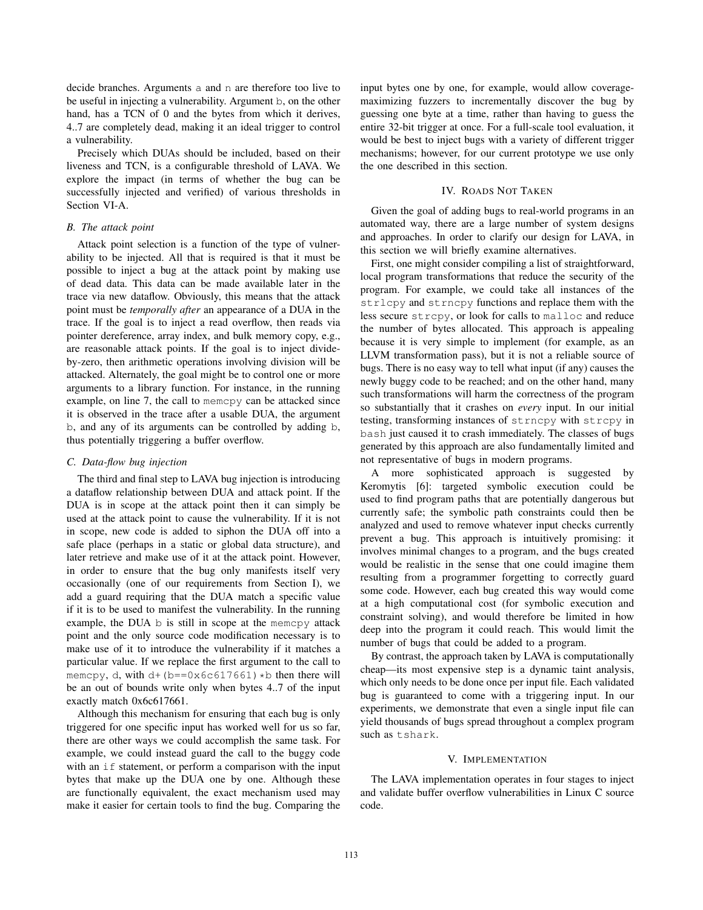decide branches. Arguments `a` and `n` are therefore too live to be useful in injecting a vulnerability. Argument `b`, on the other hand, has a TCN of 0 and the bytes from which it derives, 4..7 are completely dead, making it an ideal trigger to control a vulnerability.

Precisely which DUAs should be included, based on their liveness and TCN, is a configurable threshold of LAVA. We explore the impact (in terms of whether the bug can be successfully injected and verified) of various thresholds in Section VI-A.

### B. The attack point

Attack point selection is a function of the type of vulnerability to be injected. All that is required is that it must be possible to inject a bug at the attack point by making use of dead data. This data can be made available later in the trace via new dataflow. Obviously, this means that the attack point must be *temporally after* an appearance of a DUA in the trace. If the goal is to inject a read overflow, then reads via pointer dereference, array index, and bulk memory copy, e.g., are reasonable attack points. If the goal is to inject divide-by-zero, then arithmetic operations involving division will be attacked. Alternately, the goal might be to control one or more arguments to a library function. For instance, in the running example, on line 7, the call to `memcpy` can be attacked since it is observed in the trace after a usable DUA, the argument `b`, and any of its arguments can be controlled by adding `b`, thus potentially triggering a buffer overflow.

### C. Data-flow bug injection

The third and final step to LAVA bug injection is introducing a dataflow relationship between DUA and attack point. If the DUA is in scope at the attack point then it can simply be used at the attack point to cause the vulnerability. If it is not in scope, new code is added to siphon the DUA off into a safe place (perhaps in a static or global data structure), and later retrieve and make use of it at the attack point. However, in order to ensure that the bug only manifests itself very occasionally (one of our requirements from Section I), we add a guard requiring that the DUA match a specific value if it is to be used to manifest the vulnerability. In the running example, the DUA `b` is still in scope at the `memcpy` attack point and the only source code modification necessary is to make use of it to introduce the vulnerability if it matches a particular value. If we replace the first argument to the call to `memcpy`, `d`, with `d+(b==0x6c617661)*b` then there will be an out of bounds write only when bytes 4..7 of the input exactly match 0x6c617661.

Although this mechanism for ensuring that each bug is only triggered for one specific input has worked well for us so far, there are other ways we could accomplish the same task. For example, we could instead guard the call to the buggy code with an `if` statement, or perform a comparison with the input bytes that make up the DUA one by one. Although these are functionally equivalent, the exact mechanism used may make it easier for certain tools to find the bug. Comparing the input bytes one by one, for example, would allow coverage-maximizing fuzzers to incrementally discover the bug by guessing one byte at a time, rather than having to guess the entire 32-bit trigger at once. For a full-scale tool evaluation, it would be best to inject bugs with a variety of different trigger mechanisms; however, for our current prototype we use only the one described in this section.

## IV. Roads Not Taken

Given the goal of adding bugs to real-world programs in an automated way, there are a large number of system designs and approaches. In order to clarify our design for LAVA, in this section we will briefly examine alternatives.

First, one might consider compiling a list of straightforward, local program transformations that reduce the security of the program. For example, we could take all instances of the `strlcpy` and `strncpy` functions and replace them with the less secure `strcpy`, or look for calls to `malloc` and reduce the number of bytes allocated. This approach is appealing because it is very simple to implement (for example, as an LLVM transformation pass), but it is not a reliable source of bugs. There is no easy way to tell what input (if any) causes the newly buggy code to be reached; and on the other hand, many such transformations will harm the correctness of the program so substantially that it crashes on *every* input. In our initial testing, transforming instances of `strncpy` with `strcpy` in `bash` just caused it to crash immediately. The classes of bugs generated by this approach are also fundamentally limited and not representative of bugs in modern programs.

A more sophisticated approach is suggested by Keromytis [6]: targeted symbolic execution could be used to find program paths that are potentially dangerous but currently safe; the symbolic path constraints could then be analyzed and used to remove whatever input checks currently prevent a bug. This approach is intuitively promising: it involves minimal changes to a program, and the bugs created would be realistic in the sense that one could imagine them resulting from a programmer forgetting to correctly guard some code. However, each bug created this way would come at a high computational cost (for symbolic execution and constraint solving), and would therefore be limited in how deep into the program it could reach. This would limit the number of bugs that could be added to a program.

By contrast, the approach taken by LAVA is computationally cheap—its most expensive step is a dynamic taint analysis, which only needs to be done once per input file. Each validated bug is guaranteed to come with a triggering input. In our experiments, we demonstrate that even a single input file can yield thousands of bugs spread throughout a complex program such as `tshark`.

## V. Implementation

The LAVA implementation operates in four stages to inject and validate buffer overflow vulnerabilities in Linux C source code.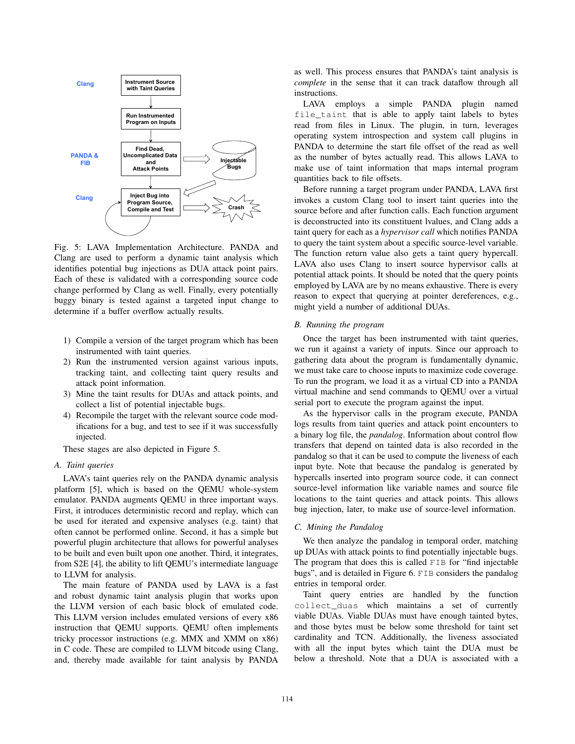Clang

Instrument Source with Taint Queries

Run Instrumented Program on Inputs

PANDA & FIB

Find Dead, Uncomplicated Data and Attack Points

Injectable Bugs

Clang

Inject Bug into Program Source, Compile and Test

Crash

Fig. 5: LAVA Implementation Architecture. PANDA and Clang are used to perform a dynamic taint analysis which identifies potential bug injections as DUA attack point pairs. Each of these is validated with a corresponding source code change performed by Clang as well. Finally, every potentially buggy binary is tested against a targeted input change to determine if a buffer overflow actually results.

1) Compile a version of the target program which has been instrumented with taint queries.
2) Run the instrumented version against various inputs, tracking taint, and collecting taint query results and attack point information.
3) Mine the taint results for DUAs and attack points, and collect a list of potential injectable bugs.
4) Recompile the target with the relevant source code modifications for a bug, and test to see if it was successfully injected.

These stages are also depicted in Figure 5.

### A. Taint queries

LAVA's taint queries rely on the PANDA dynamic analysis platform [5], which is based on the QEMU whole-system emulator. PANDA augments QEMU in three important ways. First, it introduces deterministic record and replay, which can be used for iterated and expensive analyses (e.g. taint) that often cannot be performed online. Second, it has a simple but powerful plugin architecture that allows for powerful analyses to be built and even built upon one another. Third, it integrates, from S2E [4], the ability to lift QEMU's intermediate language to LLVM for analysis.

The main feature of PANDA used by LAVA is a fast and robust dynamic taint analysis plugin that works upon the LLVM version of each basic block of emulated code. This LLVM version includes emulated versions of every x86 instruction that QEMU supports. QEMU often implements tricky processor instructions (e.g. MMX and XMM on x86) in C code. These are compiled to LLVM bitcode using Clang, and, thereby made available for taint analysis by PANDA as well. This process ensures that PANDA's taint analysis is *complete* in the sense that it can track dataflow through all instructions.

LAVA employs a simple PANDA plugin named `file_taint` that is able to apply taint labels to bytes read from files in Linux. The plugin, in turn, leverages operating system introspection and system call plugins in PANDA to determine the start file offset of the read as well as the number of bytes actually read. This allows LAVA to make use of taint information that maps internal program quantities back to file offsets.

Before running a target program under PANDA, LAVA first invokes a custom Clang tool to insert taint queries into the source before and after function calls. Each function argument is deconstructed into its constituent lvalues, and Clang adds a taint query for each as a *hypervisor call* which notifies PANDA to query the taint system about a specific source-level variable. The function return value also gets a taint query hypercall. LAVA also uses Clang to insert source hypervisor calls at potential attack points. It should be noted that the query points employed by LAVA are by no means exhaustive. There is every reason to expect that querying at pointer dereferences, e.g., might yield a number of additional DUAs.

### B. Running the program

Once the target has been instrumented with taint queries, we run it against a variety of inputs. Since our approach to gathering data about the program is fundamentally dynamic, we must take care to choose inputs to maximize code coverage. To run the program, we load it as a virtual CD into a PANDA virtual machine and send commands to QEMU over a virtual serial port to execute the program against the input.

As the hypervisor calls in the program execute, PANDA logs results from taint queries and attack point encounters to a binary log file, the *pandalog*. Information about control flow transfers that depend on tainted data is also recorded in the pandalog so that it can be used to compute the liveness of each input byte. Note that because the pandalog is generated by hypercalls inserted into program source code, it can connect source-level information like variable names and source file locations to the taint queries and attack points. This allows bug injection, later, to make use of source-level information.

### C. Mining the Pandalog

We then analyze the pandalog in temporal order, matching up DUAs with attack points to find potentially injectable bugs. The program that does this is called `FIB` for "find injectable bugs", and is detailed in Figure 6. `FIB` considers the pandalog entries in temporal order.

Taint query entries are handled by the function `collect_duas` which maintains a set of currently viable DUAs. Viable DUAs must have enough tainted bytes, and those bytes must be below some threshold for taint set cardinality and TCN. Additionally, the liveness associated with all the input bytes which taint the DUA must be below a threshold. Note that a DUA is associated with a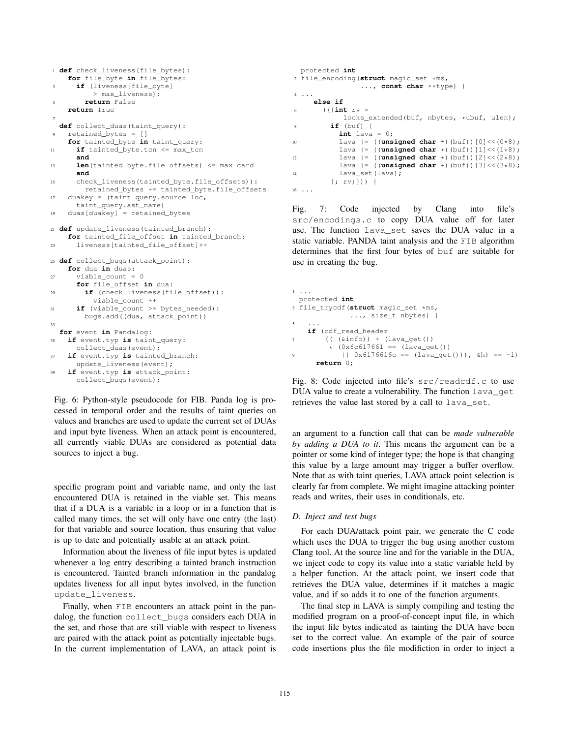```python
def check_liveness(file_bytes):
  for file_byte in file_bytes:
    if (liveness[file_byte]
        > max_liveness):
      return False
  return True

def collect_duas(taint_query):
  retained_bytes = []
  for tainted_byte in taint_query:
    if tainted_byte.tcn <= max_tcn
    and
    len(tainted_byte.file_offsets) <= max_card
    and
    check_liveness(tainted_byte.file_offsets)):
      retained_bytes += tainted_byte.file_offsets
  duakey = (taint_query.source_loc,
    taint_query.ast_name)
  duas[duakey] = retained_bytes

def update_liveness(tainted_branch):
  for tainted_file_offset in tainted_branch:
    liveness[tainted_file_offset]++

def collect_bugs(attack_point):
  for dua in duas:
    viable_count = 0
    for file_offset in dua:
      if (check_liveness(file_offset)):
        viable_count ++
    if (viable_count >= bytes_needed):
      bugs.add((dua, attack_point))

for event in Pandalog:
  if event.typ is taint_query:
    collect_duas(event);
  if event.typ is tainted_branch:
    update_liveness(event);
  if event.typ is attack_point:
    collect_bugs(event);
```

Fig. 6: Python-style pseudocode for FIB. Panda log is processed in temporal order and the results of taint queries on values and branches are used to update the current set of DUAs and input byte liveness. When an attack point is encountered, all currently viable DUAs are considered as potential data sources to inject a bug.

specific program point and variable name, and only the last encountered DUA is retained in the viable set. This means that if a DUA is a variable in a loop or in a function that is called many times, the set will only have one entry (the last) for that variable and source location, thus ensuring that value is up to date and potentially usable at an attack point.

Information about the liveness of file input bytes is updated whenever a log entry describing a tainted branch instruction is encountered. Tainted branch information in the pandalog updates liveness for all input bytes involved, in the function `update_liveness`.

Finally, when `FIB` encounters an attack point in the pandalog, the function `collect_bugs` considers each DUA in the set, and those that are still viable with respect to liveness are paired with the attack point as potentially injectable bugs. In the current implementation of LAVA, an attack point is

```c
protected int
file_encoding(struct magic_set *ms,
            ..., const char **type) {
...
    else if
      (({int rv =
            looks_extended(buf, nbytes, *ubuf, ulen);
         if (buf) {
           int lava = 0;
           lava |= ((unsigned char *)(buf))[0]<<(0*8);
           lava |= ((unsigned char *)(buf))[1]<<(1*8);
           lava |= ((unsigned char *)(buf))[2]<<(2*8);
           lava |= ((unsigned char *)(buf))[3]<<(3*8);
           lava_set(lava);
         }; rv;})) {
...
```

Fig. 7: Code injected by Clang into file's `src/encodings.c` to copy DUA value off for later use. The function `lava_set` saves the DUA value in a static variable. PANDA taint analysis and the `FIB` algorithm determines that the first four bytes of `buf` are suitable for use in creating the bug.

```c
...
protected int
file_trycdf(struct magic_set *ms,
            ..., size_t nbytes) {
  ...
  if (cdf_read_header
      (( (&info)) + (lava_get())
        * (0x6c617661 == (lava_get())
          || 0x6176616c == (lava_get())), &h) == -1)
    return 0;
```

Fig. 8: Code injected into file's `src/readcdf.c` to use DUA value to create a vulnerability. The function `lava_get` retrieves the value last stored by a call to `lava_set`.

an argument to a function call that can be *made vulnerable by adding a DUA to it*. This means the argument can be a pointer or some kind of integer type; the hope is that changing this value by a large amount may trigger a buffer overflow. Note that as with taint queries, LAVA attack point selection is clearly far from complete. We might imagine attacking pointer reads and writes, their uses in conditionals, etc.

### D. Inject and test bugs

For each DUA/attack point pair, we generate the C code which uses the DUA to trigger the bug using another custom Clang tool. At the source line and for the variable in the DUA, we inject code to copy its value into a static variable held by a helper function. At the attack point, we insert code that retrieves the DUA value, determines if it matches a magic value, and if so adds it to one of the function arguments.

The final step in LAVA is simply compiling and testing the modified program on a proof-of-concept input file, in which the input file bytes indicated as tainting the DUA have been set to the correct value. An example of the pair of source code insertions plus the file modification in order to inject a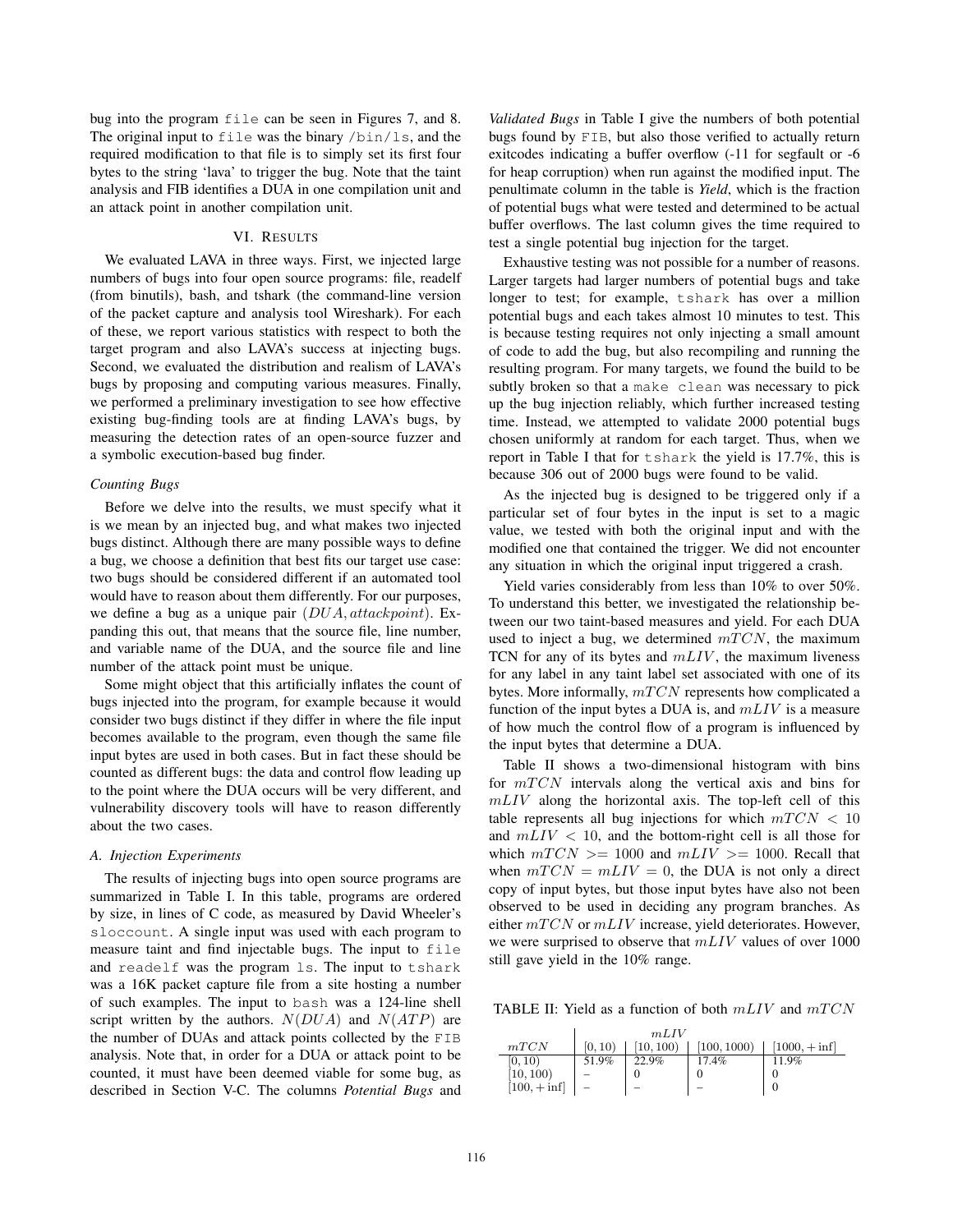bug into the program `file` can be seen in Figures 7, and 8. The original input to `file` was the binary `/bin/ls`, and the required modification to that file is to simply set its first four bytes to the string 'lava' to trigger the bug. Note that the taint analysis and FIB identifies a DUA in one compilation unit and an attack point in another compilation unit.

## VI. Results

We evaluated LAVA in three ways. First, we injected large numbers of bugs into four open source programs: file, readelf (from binutils), bash, and tshark (the command-line version of the packet capture and analysis tool Wireshark). For each of these, we report various statistics with respect to both the target program and also LAVA's success at injecting bugs. Second, we evaluated the distribution and realism of LAVA's bugs by proposing and computing various measures. Finally, we performed a preliminary investigation to see how effective existing bug-finding tools are at finding LAVA's bugs, by measuring the detection rates of an open-source fuzzer and a symbolic execution-based bug finder.

### *Counting Bugs*

Before we delve into the results, we must specify what it is we mean by an injected bug, and what makes two injected bugs distinct. Although there are many possible ways to define a bug, we choose a definition that best fits our target use case: two bugs should be considered different if an automated tool would have to reason about them differently. For our purposes, we define a bug as a unique pair $(DUA, attackpoint)$. Expanding this out, that means that the source file, line number, and variable name of the DUA, and the source file and line number of the attack point must be unique.

Some might object that this artificially inflates the count of bugs injected into the program, for example because it would consider two bugs distinct if they differ in where the file input becomes available to the program, even though the same file input bytes are used in both cases. But in fact these should be counted as different bugs: the data and control flow leading up to the point where the DUA occurs will be very different, and vulnerability discovery tools will have to reason differently about the two cases.

### *A. Injection Experiments*

The results of injecting bugs into open source programs are summarized in Table I. In this table, programs are ordered by size, in lines of C code, as measured by David Wheeler's `sloccount`. A single input was used with each program to measure taint and find injectable bugs. The input to `file` and `readelf` was the program `ls`. The input to `tshark` was a 16K packet capture file from a site hosting a number of such examples. The input to `bash` was a 124-line shell script written by the authors. $N(DUA)$ and $N(ATP)$ are the number of DUAs and attack points collected by the `FIB` analysis. Note that, in order for a DUA or attack point to be counted, it must have been deemed viable for some bug, as described in Section V-C. The columns *Potential Bugs* and *Validated Bugs* in Table I give the numbers of both potential bugs found by `FIB`, but also those verified to actually return exitcodes indicating a buffer overflow (-11 for segfault or -6 for heap corruption) when run against the modified input. The penultimate column in the table is *Yield*, which is the fraction of potential bugs what were tested and determined to be actual buffer overflows. The last column gives the time required to test a single potential bug injection for the target.

Exhaustive testing was not possible for a number of reasons. Larger targets had larger numbers of potential bugs and take longer to test; for example, `tshark` has over a million potential bugs and each takes almost 10 minutes to test. This is because testing requires not only injecting a small amount of code to add the bug, but also recompiling and running the resulting program. For many targets, we found the build to be subtly broken so that a `make clean` was necessary to pick up the bug injection reliably, which further increased testing time. Instead, we attempted to validate 2000 potential bugs chosen uniformly at random for each target. Thus, when we report in Table I that for `tshark` the yield is 17.7%, this is because 306 out of 2000 bugs were found to be valid.

As the injected bug is designed to be triggered only if a particular set of four bytes in the input is set to a magic value, we tested with both the original input and with the modified one that contained the trigger. We did not encounter any situation in which the original input triggered a crash.

Yield varies considerably from less than 10% to over 50%. To understand this better, we investigated the relationship between our two taint-based measures and yield. For each DUA used to inject a bug, we determined $mTCN$, the maximum TCN for any of its bytes and $mLIV$, the maximum liveness for any label in any taint label set associated with one of its bytes. More informally, $mTCN$ represents how complicated a function of the input bytes a DUA is, and $mLIV$ is a measure of how much the control flow of a program is influenced by the input bytes that determine a DUA.

Table II shows a two-dimensional histogram with bins for $mTCN$ intervals along the vertical axis and bins for $mLIV$ along the horizontal axis. The top-left cell of this table represents all bug injections for which $mTCN < 10$ and $mLIV < 10$, and the bottom-right cell is all those for which $mTCN >= 1000$ and $mLIV >= 1000$. Recall that when $mTCN = mLIV = 0$, the DUA is not only a direct copy of input bytes, but those input bytes have also not been observed to be used in deciding any program branches. As either $mTCN$ or $mLIV$ increase, yield deteriorates. However, we were surprised to observe that $mLIV$ values of over 1000 still gave yield in the 10% range.

TABLE II: Yield as a function of both $mLIV$ and $mTCN$

| | $mLIV$ | | | |
|---|---|---|---|---|
| $mTCN$ | $[0, 10)$ | $[10, 100)$ | $[100, 1000)$ | $[1000, +\inf]$ |
| $[0, 10)$ | 51.9% | 22.9% | 17.4% | 11.9% |
| $[10, 100)$ | – | 0 | 0 | 0 |
| $[100, +\inf]$ | – | – | – | 0 |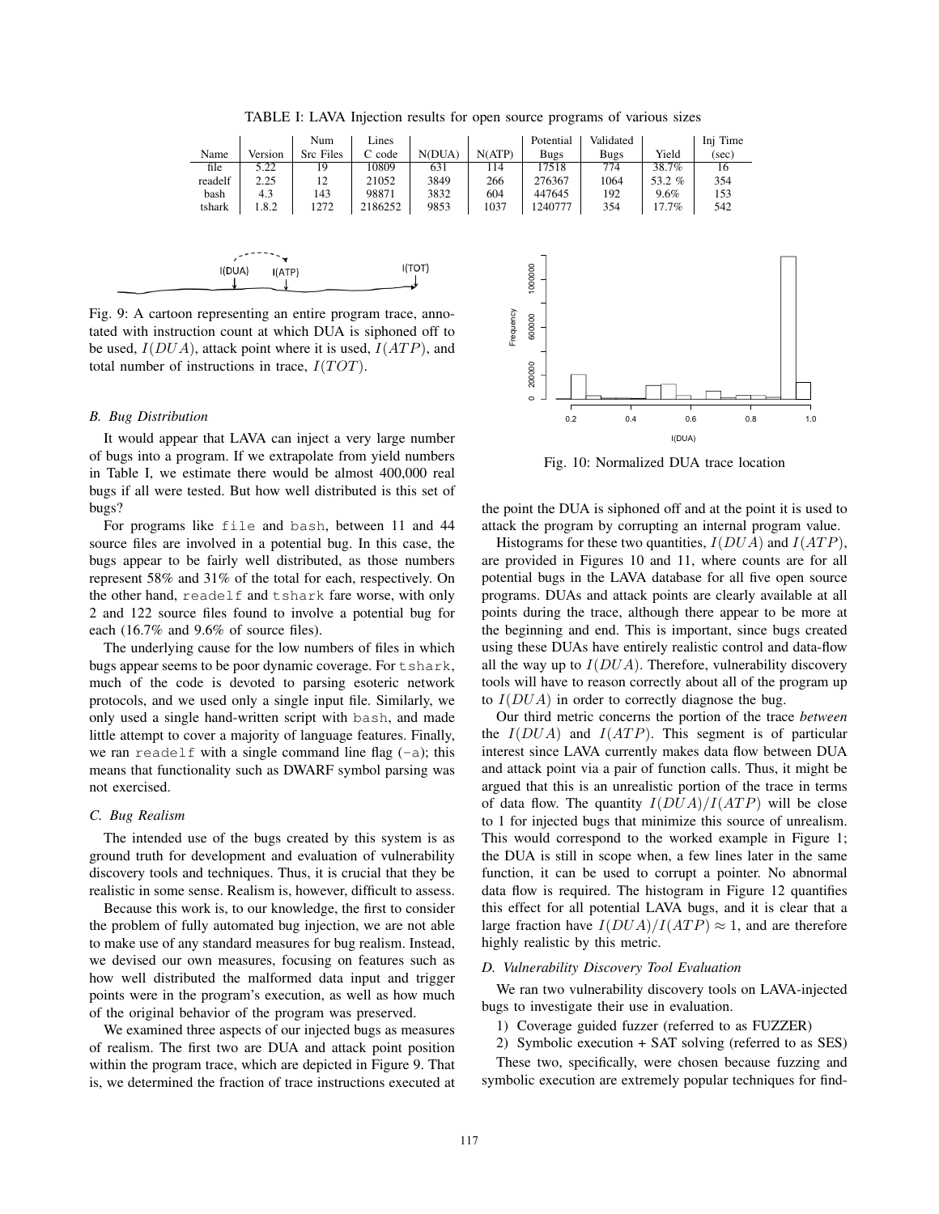TABLE I: LAVA Injection results for open source programs of various sizes

| Name | Version | Num Src Files | Lines C code | N(DUA) | N(ATP) | Potential Bugs | Validated Bugs | Yield | Inj Time (sec) |
|---|---|---|---|---|---|---|---|---|---|
| file | 5.22 | 19 | 10809 | 631 | 114 | 17518 | 774 | 38.7% | 16 |
| readelf | 2.25 | 12 | 21052 | 3849 | 266 | 276367 | 1064 | 53.2 % | 354 |
| bash | 4.3 | 143 | 98871 | 3832 | 604 | 447645 | 192 | 9.6% | 153 |
| tshark | 1.8.2 | 1272 | 2186252 | 9853 | 1037 | 1240777 | 354 | 17.7% | 542 |

Fig. 9: A cartoon representing an entire program trace, annotated with instruction count at which DUA is siphoned off to be used, $I(DUA)$, attack point where it is used, $I(ATP)$, and total number of instructions in trace, $I(TOT)$.

### B. Bug Distribution

It would appear that LAVA can inject a very large number of bugs into a program. If we extrapolate from yield numbers in Table I, we estimate there would be almost 400,000 real bugs if all were tested. But how well distributed is this set of bugs?

For programs like `file` and `bash`, between 11 and 44 source files are involved in a potential bug. In this case, the bugs appear to be fairly well distributed, as those numbers represent 58% and 31% of the total for each, respectively. On the other hand, `readelf` and `tshark` fare worse, with only 2 and 122 source files found to involve a potential bug for each (16.7% and 9.6% of source files).

The underlying cause for the low numbers of files in which bugs appear seems to be poor dynamic coverage. For `tshark`, much of the code is devoted to parsing esoteric network protocols, and we used only a single input file. Similarly, we only used a single hand-written script with `bash`, and made little attempt to cover a majority of language features. Finally, we ran `readelf` with a single command line flag (`-a`); this means that functionality such as DWARF symbol parsing was not exercised.

### C. Bug Realism

The intended use of the bugs created by this system is as ground truth for development and evaluation of vulnerability discovery tools and techniques. Thus, it is crucial that they be realistic in some sense. Realism is, however, difficult to assess.

Because this work is, to our knowledge, the first to consider the problem of fully automated bug injection, we are not able to make use of any standard measures for bug realism. Instead, we devised our own measures, focusing on features such as how well distributed the malformed data input and trigger points were in the program's execution, as well as how much of the original behavior of the program was preserved.

We examined three aspects of our injected bugs as measures of realism. The first two are DUA and attack point position within the program trace, which are depicted in Figure 9. That is, we determined the fraction of trace instructions executed at the point the DUA is siphoned off and at the point it is used to attack the program by corrupting an internal program value.

Fig. 10: Normalized DUA trace location

Histograms for these two quantities, $I(DUA)$ and $I(ATP)$, are provided in Figures 10 and 11, where counts are for all potential bugs in the LAVA database for all five open source programs. DUAs and attack points are clearly available at all points during the trace, although there appear to be more at the beginning and end. This is important, since bugs created using these DUAs have entirely realistic control and data-flow all the way up to $I(DUA)$. Therefore, vulnerability discovery tools will have to reason correctly about all of the program up to $I(DUA)$ in order to correctly diagnose the bug.

Our third metric concerns the portion of the trace *between* the $I(DUA)$ and $I(ATP)$. This segment is of particular interest since LAVA currently makes data flow between DUA and attack point via a pair of function calls. Thus, it might be argued that this is an unrealistic portion of the trace in terms of data flow. The quantity $I(DUA)/I(ATP)$ will be close to 1 for injected bugs that minimize this source of unrealism. This would correspond to the worked example in Figure 1; the DUA is still in scope when, a few lines later in the same function, it can be used to corrupt a pointer. No abnormal data flow is required. The histogram in Figure 12 quantifies this effect for all potential LAVA bugs, and it is clear that a large fraction have $I(DUA)/I(ATP) \approx 1$, and are therefore highly realistic by this metric.

### D. Vulnerability Discovery Tool Evaluation

We ran two vulnerability discovery tools on LAVA-injected bugs to investigate their use in evaluation.

1) Coverage guided fuzzer (referred to as FUZZER)
2) Symbolic execution + SAT solving (referred to as SES)

These two, specifically, were chosen because fuzzing and symbolic execution are extremely popular techniques for find-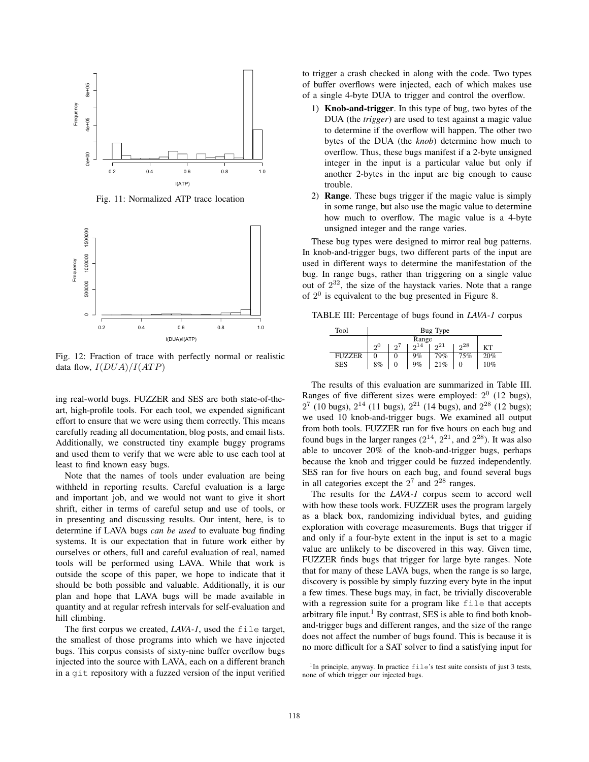Fig. 11: Normalized ATP trace location

Fig. 12: Fraction of trace with perfectly normal or realistic data flow, $I(DUA)/I(ATP)$

ing real-world bugs. FUZZER and SES are both state-of-the-art, high-profile tools. For each tool, we expended significant effort to ensure that we were using them correctly. This means carefully reading all documentation, blog posts, and email lists. Additionally, we constructed tiny example buggy programs and used them to verify that we were able to use each tool at least to find known easy bugs.

Note that the names of tools under evaluation are being withheld in reporting results. Careful evaluation is a large and important job, and we would not want to give it short shrift, either in terms of careful setup and use of tools, or in presenting and discussing results. Our intent, here, is to determine if LAVA bugs *can be used* to evaluate bug finding systems. It is our expectation that in future work either by ourselves or others, full and careful evaluation of real, named tools will be performed using LAVA. While that work is outside the scope of this paper, we hope to indicate that it should be both possible and valuable. Additionally, it is our plan and hope that LAVA bugs will be made available in quantity and at regular refresh intervals for self-evaluation and hill climbing.

The first corpus we created, *LAVA-1*, used the `file` target, the smallest of those programs into which we have injected bugs. This corpus consists of sixty-nine buffer overflow bugs injected into the source with LAVA, each on a different branch in a `git` repository with a fuzzed version of the input verified to trigger a crash checked in along with the code. Two types of buffer overflows were injected, each of which makes use of a single 4-byte DUA to trigger and control the overflow.

1) **Knob-and-trigger**. In this type of bug, two bytes of the DUA (the *trigger*) are used to test against a magic value to determine if the overflow will happen. The other two bytes of the DUA (the *knob*) determine how much to overflow. Thus, these bugs manifest if a 2-byte unsigned integer in the input is a particular value but only if another 2-bytes in the input are big enough to cause trouble.
2) **Range**. These bugs trigger if the magic value is simply in some range, but also use the magic value to determine how much to overflow. The magic value is a 4-byte unsigned integer and the range varies.

These bug types were designed to mirror real bug patterns. In knob-and-trigger bugs, two different parts of the input are used in different ways to determine the manifestation of the bug. In range bugs, rather than triggering on a single value out of $2^{32}$, the size of the haystack varies. Note that a range of $2^0$ is equivalent to the bug presented in Figure 8.

TABLE III: Percentage of bugs found in *LAVA-1* corpus

| Tool | Bug Type | | | | | |
|---|---|---|---|---|---|---|
| | Range | | | | | |
| | $2^0$ | $2^7$ | $2^{14}$ | $2^{21}$ | $2^{28}$ | KT |
| FUZZER | 0 | 0 | 9% | 79% | 75% | 20% |
| SES | 8% | 0 | 9% | 21% | 0 | 10% |

The results of this evaluation are summarized in Table III. Ranges of five different sizes were employed: $2^0$ (12 bugs), $2^7$ (10 bugs), $2^{14}$ (11 bugs), $2^{21}$ (14 bugs), and $2^{28}$ (12 bugs); we used 10 knob-and-trigger bugs. We examined all output from both tools. FUZZER ran for five hours on each bug and found bugs in the larger ranges ($2^{14}$, $2^{21}$, and $2^{28}$). It was also able to uncover 20% of the knob-and-trigger bugs, perhaps because the knob and trigger could be fuzzed independently. SES ran for five hours on each bug, and found several bugs in all categories except the $2^7$ and $2^{28}$ ranges.

The results for the *LAVA-1* corpus seem to accord well with how these tools work. FUZZER uses the program largely as a black box, randomizing individual bytes, and guiding exploration with coverage measurements. Bugs that trigger if and only if a four-byte extent in the input is set to a magic value are unlikely to be discovered in this way. Given time, FUZZER finds bugs that trigger for large byte ranges. Note that for many of these LAVA bugs, when the range is so large, discovery is possible by simply fuzzing every byte in the input a few times. These bugs may, in fact, be trivially discoverable with a regression suite for a program like `file` that accepts arbitrary file input.[1] By contrast, SES is able to find both knob-and-trigger bugs and different ranges, and the size of the range does not affect the number of bugs found. This is because it is no more difficult for a SAT solver to find a satisfying input for

[1] In principle, anyway. In practice `file`'s test suite consists of just 3 tests, none of which trigger our injected bugs.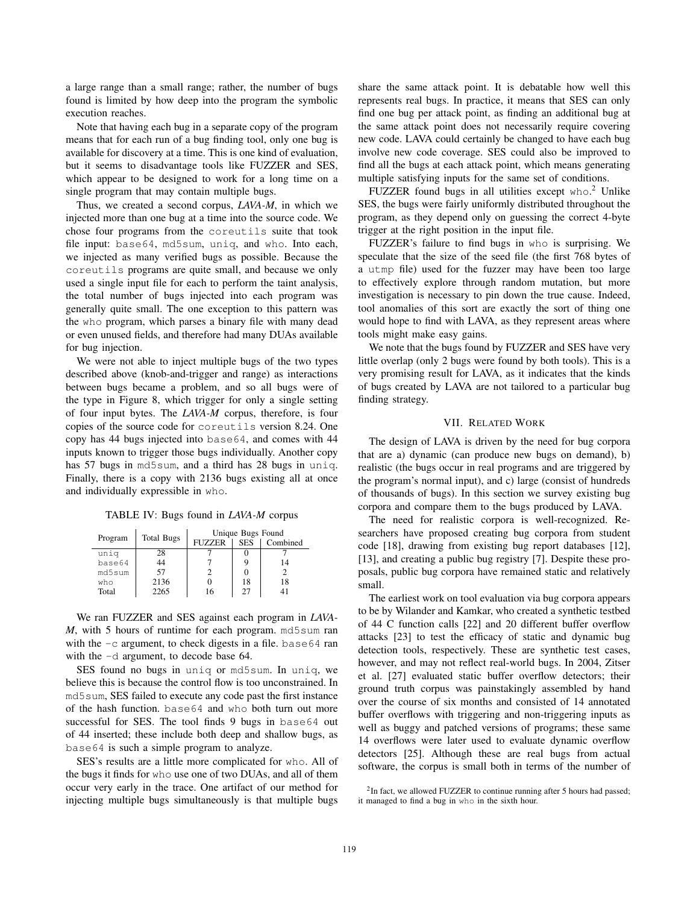a large range than a small range; rather, the number of bugs found is limited by how deep into the program the symbolic execution reaches.

Note that having each bug in a separate copy of the program means that for each run of a bug finding tool, only one bug is available for discovery at a time. This is one kind of evaluation, but it seems to disadvantage tools like FUZZER and SES, which appear to be designed to work for a long time on a single program that may contain multiple bugs.

Thus, we created a second corpus, *LAVA-M*, in which we injected more than one bug at a time into the source code. We chose four programs from the `coreutils` suite that took file input: `base64`, `md5sum`, `uniq`, and `who`. Into each, we injected as many verified bugs as possible. Because the `coreutils` programs are quite small, and because we only used a single input file for each to perform the taint analysis, the total number of bugs injected into each program was generally quite small. The one exception to this pattern was the `who` program, which parses a binary file with many dead or even unused fields, and therefore had many DUAs available for bug injection.

We were not able to inject multiple bugs of the two types described above (knob-and-trigger and range) as interactions between bugs became a problem, and so all bugs were of the type in Figure 8, which trigger for only a single setting of four input bytes. The *LAVA-M* corpus, therefore, is four copies of the source code for `coreutils` version 8.24. One copy has 44 bugs injected into `base64`, and comes with 44 inputs known to trigger those bugs individually. Another copy has 57 bugs in `md5sum`, and a third has 28 bugs in `uniq`. Finally, there is a copy with 2136 bugs existing all at once and individually expressible in `who`.

TABLE IV: Bugs found in *LAVA-M* corpus

| Program | Total Bugs | Unique Bugs Found | | |
|---|---|---|---|---|
| | | FUZZER | SES | Combined |
| `uniq` | 28 | 7 | 0 | 7 |
| `base64` | 44 | 7 | 9 | 14 |
| `md5sum` | 57 | 2 | 0 | 2 |
| `who` | 2136 | 0 | 18 | 18 |
| Total | 2265 | 16 | 27 | 41 |

We ran FUZZER and SES against each program in *LAVA-M*, with 5 hours of runtime for each program. `md5sum` ran with the `-c` argument, to check digests in a file. `base64` ran with the `-d` argument, to decode base 64.

SES found no bugs in `uniq` or `md5sum`. In `uniq`, we believe this is because the control flow is too unconstrained. In `md5sum`, SES failed to execute any code past the first instance of the hash function. `base64` and `who` both turn out more successful for SES. The tool finds 9 bugs in `base64` out of 44 inserted; these include both deep and shallow bugs, as `base64` is such a simple program to analyze.

SES's results are a little more complicated for `who`. All of the bugs it finds for `who` use one of two DUAs, and all of them occur very early in the trace. One artifact of our method for injecting multiple bugs simultaneously is that multiple bugs share the same attack point. It is debatable how well this represents real bugs. In practice, it means that SES can only find one bug per attack point, as finding an additional bug at the same attack point does not necessarily require covering new code. LAVA could certainly be changed to have each bug involve new code coverage. SES could also be improved to find all the bugs at each attack point, which means generating multiple satisfying inputs for the same set of conditions.

FUZZER found bugs in all utilities except `who`.[2] Unlike SES, the bugs were fairly uniformly distributed throughout the program, as they depend only on guessing the correct 4-byte trigger at the right position in the input file.

FUZZER's failure to find bugs in `who` is surprising. We speculate that the size of the seed file (the first 768 bytes of a `utmp` file) used for the fuzzer may have been too large to effectively explore through random mutation, but more investigation is necessary to pin down the true cause. Indeed, tool anomalies of this sort are exactly the sort of thing one would hope to find with LAVA, as they represent areas where tools might make easy gains.

We note that the bugs found by FUZZER and SES have very little overlap (only 2 bugs were found by both tools). This is a very promising result for LAVA, as it indicates that the kinds of bugs created by LAVA are not tailored to a particular bug finding strategy.

## VII. Related Work

The design of LAVA is driven by the need for bug corpora that are a) dynamic (can produce new bugs on demand), b) realistic (the bugs occur in real programs and are triggered by the program's normal input), and c) large (consist of hundreds of thousands of bugs). In this section we survey existing bug corpora and compare them to the bugs produced by LAVA.

The need for realistic corpora is well-recognized. Researchers have proposed creating bug corpora from student code [18], drawing from existing bug report databases [12], [13], and creating a public bug registry [7]. Despite these proposals, public bug corpora have remained static and relatively small.

The earliest work on tool evaluation via bug corpora appears to be by Wilander and Kamkar, who created a synthetic testbed of 44 C function calls [22] and 20 different buffer overflow attacks [23] to test the efficacy of static and dynamic bug detection tools, respectively. These are synthetic test cases, however, and may not reflect real-world bugs. In 2004, Zitser et al. [27] evaluated static buffer overflow detectors; their ground truth corpus was painstakingly assembled by hand over the course of six months and consisted of 14 annotated buffer overflows with triggering and non-triggering inputs as well as buggy and patched versions of programs; these same 14 overflows were later used to evaluate dynamic overflow detectors [25]. Although these are real bugs from actual software, the corpus is small both in terms of the number of

[2] In fact, we allowed FUZZER to continue running after 5 hours had passed; it managed to find a bug in `who` in the sixth hour.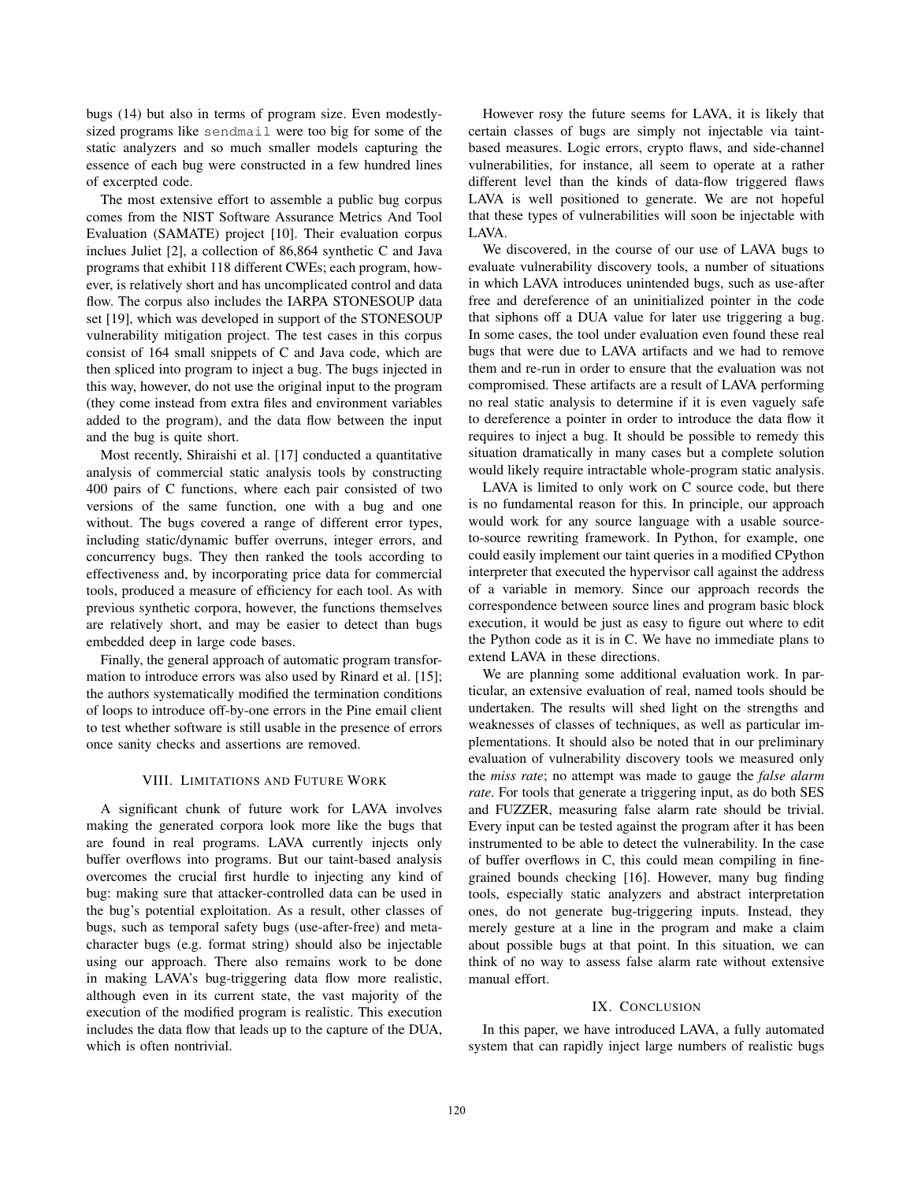bugs (14) but also in terms of program size. Even modestly-sized programs like sendmail were too big for some of the static analyzers and so much smaller models capturing the essence of each bug were constructed in a few hundred lines of excerpted code.

The most extensive effort to assemble a public bug corpus comes from the NIST Software Assurance Metrics And Tool Evaluation (SAMATE) project [10]. Their evaluation corpus inclues Juliet [2], a collection of 86,864 synthetic C and Java programs that exhibit 118 different CWEs; each program, however, is relatively short and has uncomplicated control and data flow. The corpus also includes the IARPA STONESOUP data set [19], which was developed in support of the STONESOUP vulnerability mitigation project. The test cases in this corpus consist of 164 small snippets of C and Java code, which are then spliced into program to inject a bug. The bugs injected in this way, however, do not use the original input to the program (they come instead from extra files and environment variables added to the program), and the data flow between the input and the bug is quite short.

Most recently, Shiraishi et al. [17] conducted a quantitative analysis of commercial static analysis tools by constructing 400 pairs of C functions, where each pair consisted of two versions of the same function, one with a bug and one without. The bugs covered a range of different error types, including static/dynamic buffer overruns, integer errors, and concurrency bugs. They then ranked the tools according to effectiveness and, by incorporating price data for commercial tools, produced a measure of efficiency for each tool. As with previous synthetic corpora, however, the functions themselves are relatively short, and may be easier to detect than bugs embedded deep in large code bases.

Finally, the general approach of automatic program transformation to introduce errors was also used by Rinard et al. [15]; the authors systematically modified the termination conditions of loops to introduce off-by-one errors in the Pine email client to test whether software is still usable in the presence of errors once sanity checks and assertions are removed.

## VIII. Limitations and Future Work

A significant chunk of future work for LAVA involves making the generated corpora look more like the bugs that are found in real programs. LAVA currently injects only buffer overflows into programs. But our taint-based analysis overcomes the crucial first hurdle to injecting any kind of bug: making sure that attacker-controlled data can be used in the bug's potential exploitation. As a result, other classes of bugs, such as temporal safety bugs (use-after-free) and meta-character bugs (e.g. format string) should also be injectable using our approach. There also remains work to be done in making LAVA's bug-triggering data flow more realistic, although even in its current state, the vast majority of the execution of the modified program is realistic. This execution includes the data flow that leads up to the capture of the DUA, which is often nontrivial.

However rosy the future seems for LAVA, it is likely that certain classes of bugs are simply not injectable via taint-based measures. Logic errors, crypto flaws, and side-channel vulnerabilities, for instance, all seem to operate at a rather different level than the kinds of data-flow triggered flaws LAVA is well positioned to generate. We are not hopeful that these types of vulnerabilities will soon be injectable with LAVA.

We discovered, in the course of our use of LAVA bugs to evaluate vulnerability discovery tools, a number of situations in which LAVA introduces unintended bugs, such as use-after free and dereference of an uninitialized pointer in the code that siphons off a DUA value for later use triggering a bug. In some cases, the tool under evaluation even found these real bugs that were due to LAVA artifacts and we had to remove them and re-run in order to ensure that the evaluation was not compromised. These artifacts are a result of LAVA performing no real static analysis to determine if it is even vaguely safe to dereference a pointer in order to introduce the data flow it requires to inject a bug. It should be possible to remedy this situation dramatically in many cases but a complete solution would likely require intractable whole-program static analysis.

LAVA is limited to only work on C source code, but there is no fundamental reason for this. In principle, our approach would work for any source language with a usable source-to-source rewriting framework. In Python, for example, one could easily implement our taint queries in a modified CPython interpreter that executed the hypervisor call against the address of a variable in memory. Since our approach records the correspondence between source lines and program basic block execution, it would be just as easy to figure out where to edit the Python code as it is in C. We have no immediate plans to extend LAVA in these directions.

We are planning some additional evaluation work. In particular, an extensive evaluation of real, named tools should be undertaken. The results will shed light on the strengths and weaknesses of classes of techniques, as well as particular implementations. It should also be noted that in our preliminary evaluation of vulnerability discovery tools we measured only the *miss rate*; no attempt was made to gauge the *false alarm rate*. For tools that generate a triggering input, as do both SES and FUZZER, measuring false alarm rate should be trivial. Every input can be tested against the program after it has been instrumented to be able to detect the vulnerability. In the case of buffer overflows in C, this could mean compiling in fine-grained bounds checking [16]. However, many bug finding tools, especially static analyzers and abstract interpretation ones, do not generate bug-triggering inputs. Instead, they merely gesture at a line in the program and make a claim about possible bugs at that point. In this situation, we can think of no way to assess false alarm rate without extensive manual effort.

## IX. Conclusion

In this paper, we have introduced LAVA, a fully automated system that can rapidly inject large numbers of realistic bugs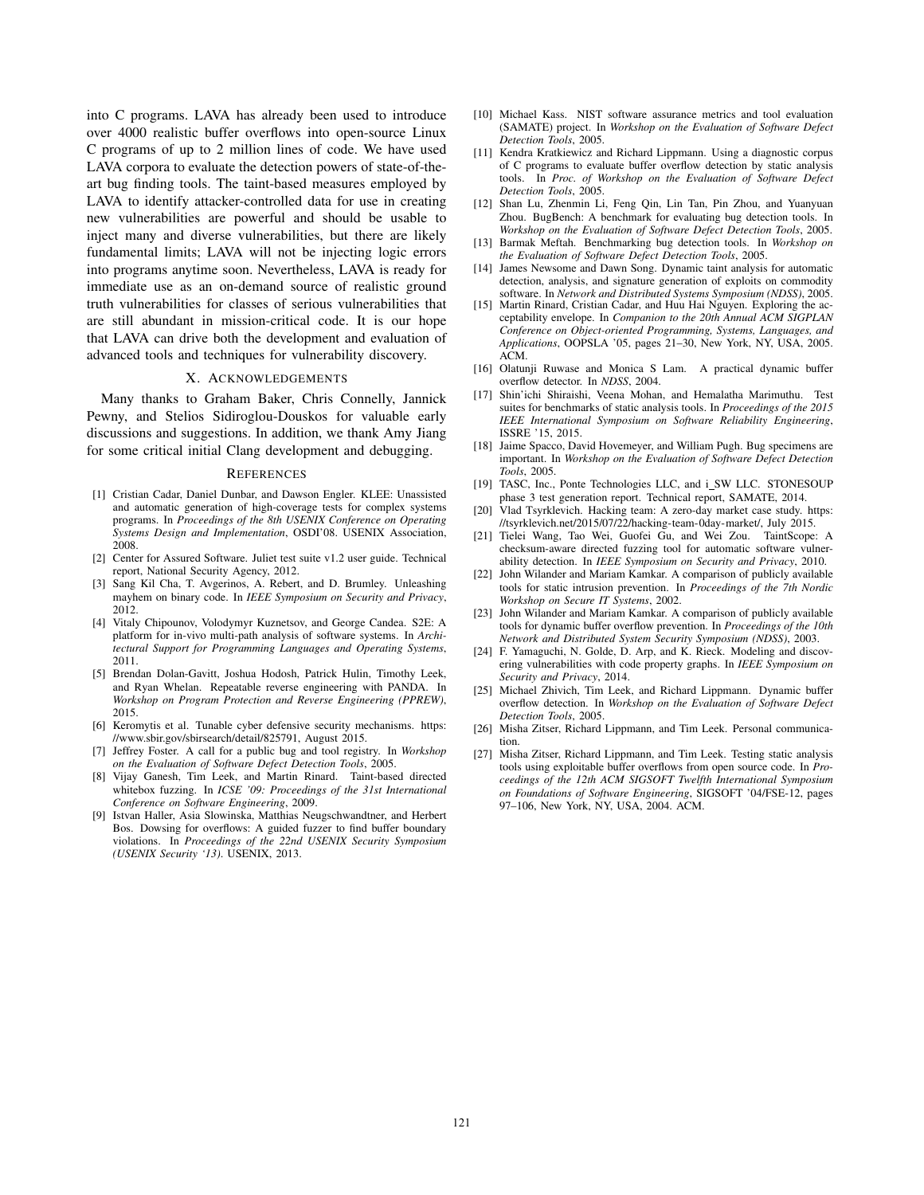into C programs. LAVA has already been used to introduce over 4000 realistic buffer overflows into open-source Linux C programs of up to 2 million lines of code. We have used LAVA corpora to evaluate the detection powers of state-of-the-art bug finding tools. The taint-based measures employed by LAVA to identify attacker-controlled data for use in creating new vulnerabilities are powerful and should be usable to inject many and diverse vulnerabilities, but there are likely fundamental limits; LAVA will not be injecting logic errors into programs anytime soon. Nevertheless, LAVA is ready for immediate use as an on-demand source of realistic ground truth vulnerabilities for classes of serious vulnerabilities that are still abundant in mission-critical code. It is our hope that LAVA can drive both the development and evaluation of advanced tools and techniques for vulnerability discovery.

## X. Acknowledgements

Many thanks to Graham Baker, Chris Connelly, Jannick Pewny, and Stelios Sidiroglou-Douskos for valuable early discussions and suggestions. In addition, we thank Amy Jiang for some critical initial Clang development and debugging.

## References

[1] Cristian Cadar, Daniel Dunbar, and Dawson Engler. KLEE: Unassisted and automatic generation of high-coverage tests for complex systems programs. In *Proceedings of the 8th USENIX Conference on Operating Systems Design and Implementation*, OSDI'08. USENIX Association, 2008.

[2] Center for Assured Software. Juliet test suite v1.2 user guide. Technical report, National Security Agency, 2012.

[3] Sang Kil Cha, T. Avgerinos, A. Rebert, and D. Brumley. Unleashing mayhem on binary code. In *IEEE Symposium on Security and Privacy*, 2012.

[4] Vitaly Chipounov, Volodymyr Kuznetsov, and George Candea. S2E: A platform for in-vivo multi-path analysis of software systems. In *Architectural Support for Programming Languages and Operating Systems*, 2011.

[5] Brendan Dolan-Gavitt, Joshua Hodosh, Patrick Hulin, Timothy Leek, and Ryan Whelan. Repeatable reverse engineering with PANDA. In *Workshop on Program Protection and Reverse Engineering (PPREW)*, 2015.

[6] Keromytis et al. Tunable cyber defensive security mechanisms. https://www.sbir.gov/sbirsearch/detail/825791, August 2015.

[7] Jeffrey Foster. A call for a public bug and tool registry. In *Workshop on the Evaluation of Software Defect Detection Tools*, 2005.

[8] Vijay Ganesh, Tim Leek, and Martin Rinard. Taint-based directed whitebox fuzzing. In *ICSE '09: Proceedings of the 31st International Conference on Software Engineering*, 2009.

[9] Istvan Haller, Asia Slowinska, Matthias Neugschwandtner, and Herbert Bos. Dowsing for overflows: A guided fuzzer to find buffer boundary violations. In *Proceedings of the 22nd USENIX Security Symposium (USENIX Security '13)*. USENIX, 2013.

[10] Michael Kass. NIST software assurance metrics and tool evaluation (SAMATE) project. In *Workshop on the Evaluation of Software Defect Detection Tools*, 2005.

[11] Kendra Kratkiewicz and Richard Lippmann. Using a diagnostic corpus of C programs to evaluate buffer overflow detection by static analysis tools. In *Proc. of Workshop on the Evaluation of Software Defect Detection Tools*, 2005.

[12] Shan Lu, Zhenmin Li, Feng Qin, Lin Tan, Pin Zhou, and Yuanyuan Zhou. BugBench: A benchmark for evaluating bug detection tools. In *Workshop on the Evaluation of Software Defect Detection Tools*, 2005.

[13] Barmak Meftah. Benchmarking bug detection tools. In *Workshop on the Evaluation of Software Defect Detection Tools*, 2005.

[14] James Newsome and Dawn Song. Dynamic taint analysis for automatic detection, analysis, and signature generation of exploits on commodity software. In *Network and Distributed Systems Symposium (NDSS)*, 2005.

[15] Martin Rinard, Cristian Cadar, and Huu Hai Nguyen. Exploring the acceptability envelope. In *Companion to the 20th Annual ACM SIGPLAN Conference on Object-oriented Programming, Systems, Languages, and Applications*, OOPSLA '05, pages 21–30, New York, NY, USA, 2005. ACM.

[16] Olatunji Ruwase and Monica S Lam. A practical dynamic buffer overflow detector. In *NDSS*, 2004.

[17] Shin'ichi Shiraishi, Veena Mohan, and Hemalatha Marimuthu. Test suites for benchmarks of static analysis tools. In *Proceedings of the 2015 IEEE International Symposium on Software Reliability Engineering*, ISSRE '15, 2015.

[18] Jaime Spacco, David Hovemeyer, and William Pugh. Bug specimens are important. In *Workshop on the Evaluation of Software Defect Detection Tools*, 2005.

[19] TASC, Inc., Ponte Technologies LLC, and i_SW LLC. STONESOUP phase 3 test generation report. Technical report, SAMATE, 2014.

[20] Vlad Tsyrklevich. Hacking team: A zero-day market case study. https://tsyrklevich.net/2015/07/22/hacking-team-0day-market/, July 2015.

[21] Tielei Wang, Tao Wei, Guofei Gu, and Wei Zou. TaintScope: A checksum-aware directed fuzzing tool for automatic software vulnerability detection. In *IEEE Symposium on Security and Privacy*, 2010.

[22] John Wilander and Mariam Kamkar. A comparison of publicly available tools for static intrusion prevention. In *Proceedings of the 7th Nordic Workshop on Secure IT Systems*, 2002.

[23] John Wilander and Mariam Kamkar. A comparison of publicly available tools for dynamic buffer overflow prevention. In *Proceedings of the 10th Network and Distributed System Security Symposium (NDSS)*, 2003.

[24] F. Yamaguchi, N. Golde, D. Arp, and K. Rieck. Modeling and discovering vulnerabilities with code property graphs. In *IEEE Symposium on Security and Privacy*, 2014.

[25] Michael Zhivich, Tim Leek, and Richard Lippmann. Dynamic buffer overflow detection. In *Workshop on the Evaluation of Software Defect Detection Tools*, 2005.

[26] Misha Zitser, Richard Lippmann, and Tim Leek. Personal communication.

[27] Misha Zitser, Richard Lippmann, and Tim Leek. Testing static analysis tools using exploitable buffer overflows from open source code. In *Proceedings of the 12th ACM SIGSOFT Twelfth International Symposium on Foundations of Software Engineering*, SIGSOFT '04/FSE-12, pages 97–106, New York, NY, USA, 2004. ACM.